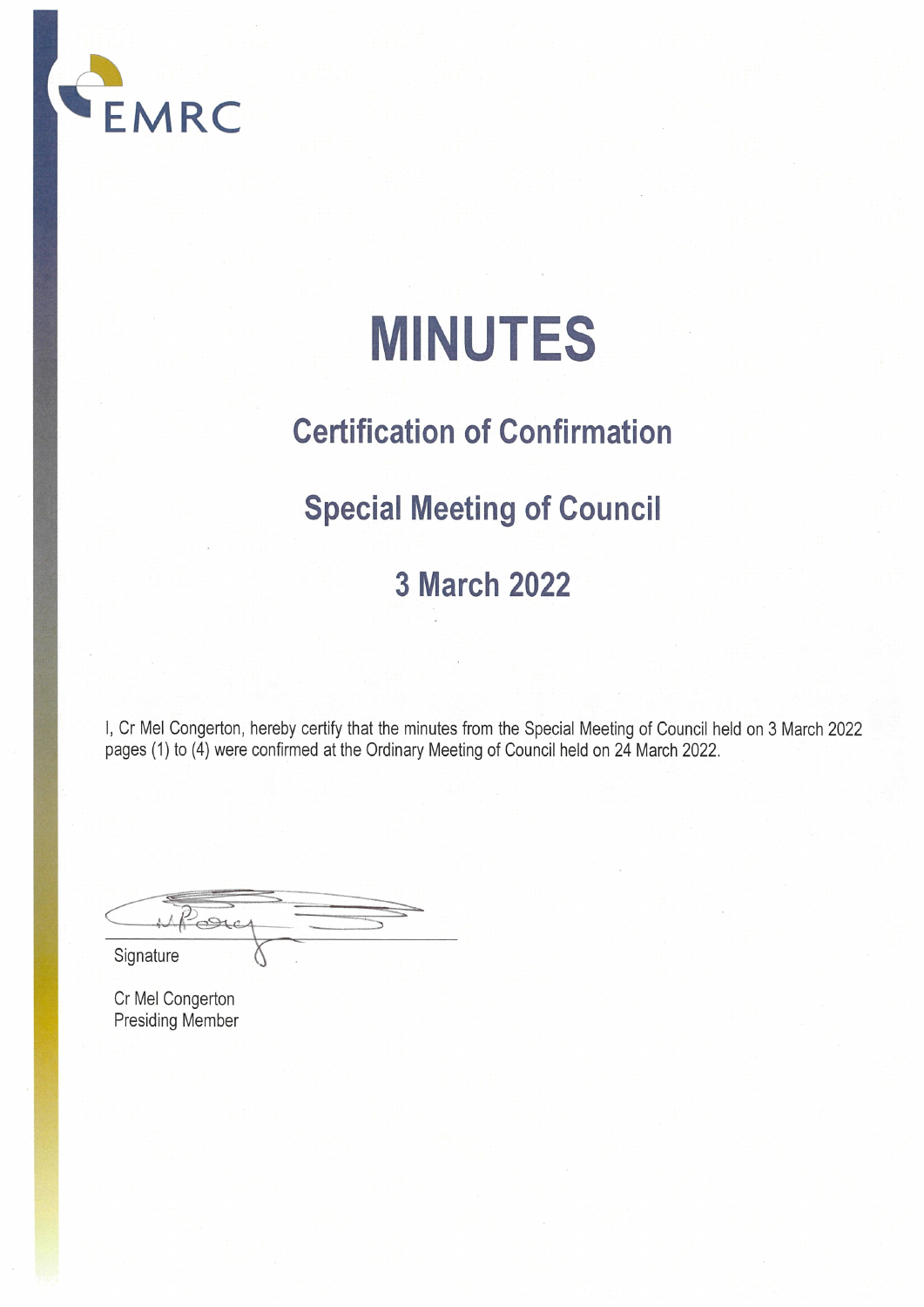EMRC

# MINUTES

## Certification of Confirmation

## Special Meeting of Council

## 3 March 2022

I, Cr Mel Congerton, hereby certify that the minutes from the Special Meeting of Council held on 3 March 2022 pages (1) to (4) were confirmed at the Ordinary Meeting of Council held on 24 March 2022.

Signature

Cr Mel Congerton
Presiding Member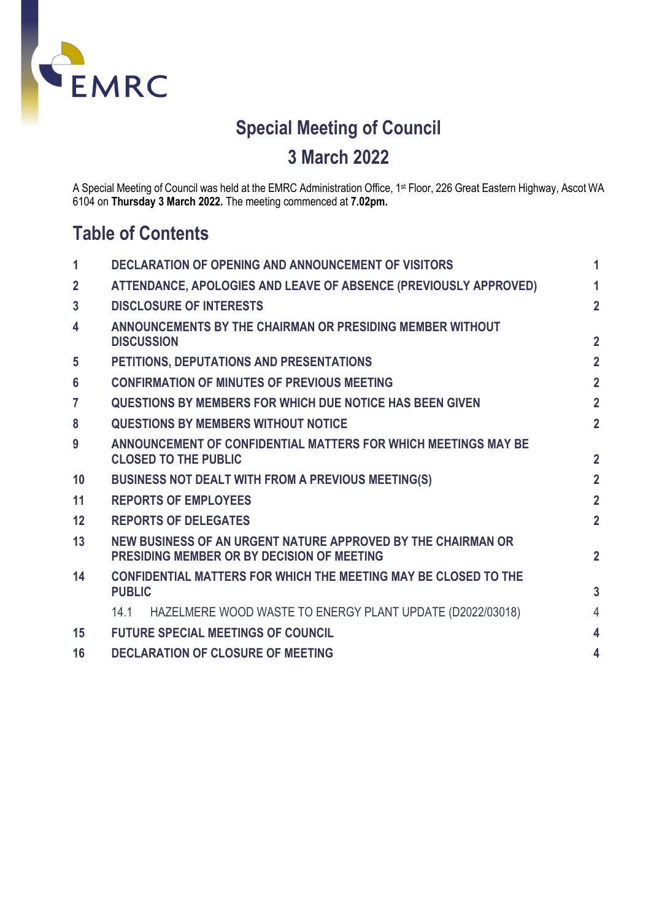EMRC

# Special Meeting of Council

## 3 March 2022

A Special Meeting of Council was held at the EMRC Administration Office, 1st Floor, 226 Great Eastern Highway, Ascot WA 6104 on **Thursday 3 March 2022.** The meeting commenced at **7.02pm.**

## Table of Contents

| | | |
|---|---|---|
| **1** | **DECLARATION OF OPENING AND ANNOUNCEMENT OF VISITORS** | **1** |
| **2** | **ATTENDANCE, APOLOGIES AND LEAVE OF ABSENCE (PREVIOUSLY APPROVED)** | **1** |
| **3** | **DISCLOSURE OF INTERESTS** | **2** |
| **4** | **ANNOUNCEMENTS BY THE CHAIRMAN OR PRESIDING MEMBER WITHOUT DISCUSSION** | **2** |
| **5** | **PETITIONS, DEPUTATIONS AND PRESENTATIONS** | **2** |
| **6** | **CONFIRMATION OF MINUTES OF PREVIOUS MEETING** | **2** |
| **7** | **QUESTIONS BY MEMBERS FOR WHICH DUE NOTICE HAS BEEN GIVEN** | **2** |
| **8** | **QUESTIONS BY MEMBERS WITHOUT NOTICE** | **2** |
| **9** | **ANNOUNCEMENT OF CONFIDENTIAL MATTERS FOR WHICH MEETINGS MAY BE CLOSED TO THE PUBLIC** | **2** |
| **10** | **BUSINESS NOT DEALT WITH FROM A PREVIOUS MEETING(S)** | **2** |
| **11** | **REPORTS OF EMPLOYEES** | **2** |
| **12** | **REPORTS OF DELEGATES** | **2** |
| **13** | **NEW BUSINESS OF AN URGENT NATURE APPROVED BY THE CHAIRMAN OR PRESIDING MEMBER OR BY DECISION OF MEETING** | **2** |
| **14** | **CONFIDENTIAL MATTERS FOR WHICH THE MEETING MAY BE CLOSED TO THE PUBLIC** | **3** |
| | 14.1 HAZELMERE WOOD WASTE TO ENERGY PLANT UPDATE (D2022/03018) | 4 |
| **15** | **FUTURE SPECIAL MEETINGS OF COUNCIL** | **4** |
| **16** | **DECLARATION OF CLOSURE OF MEETING** | **4** |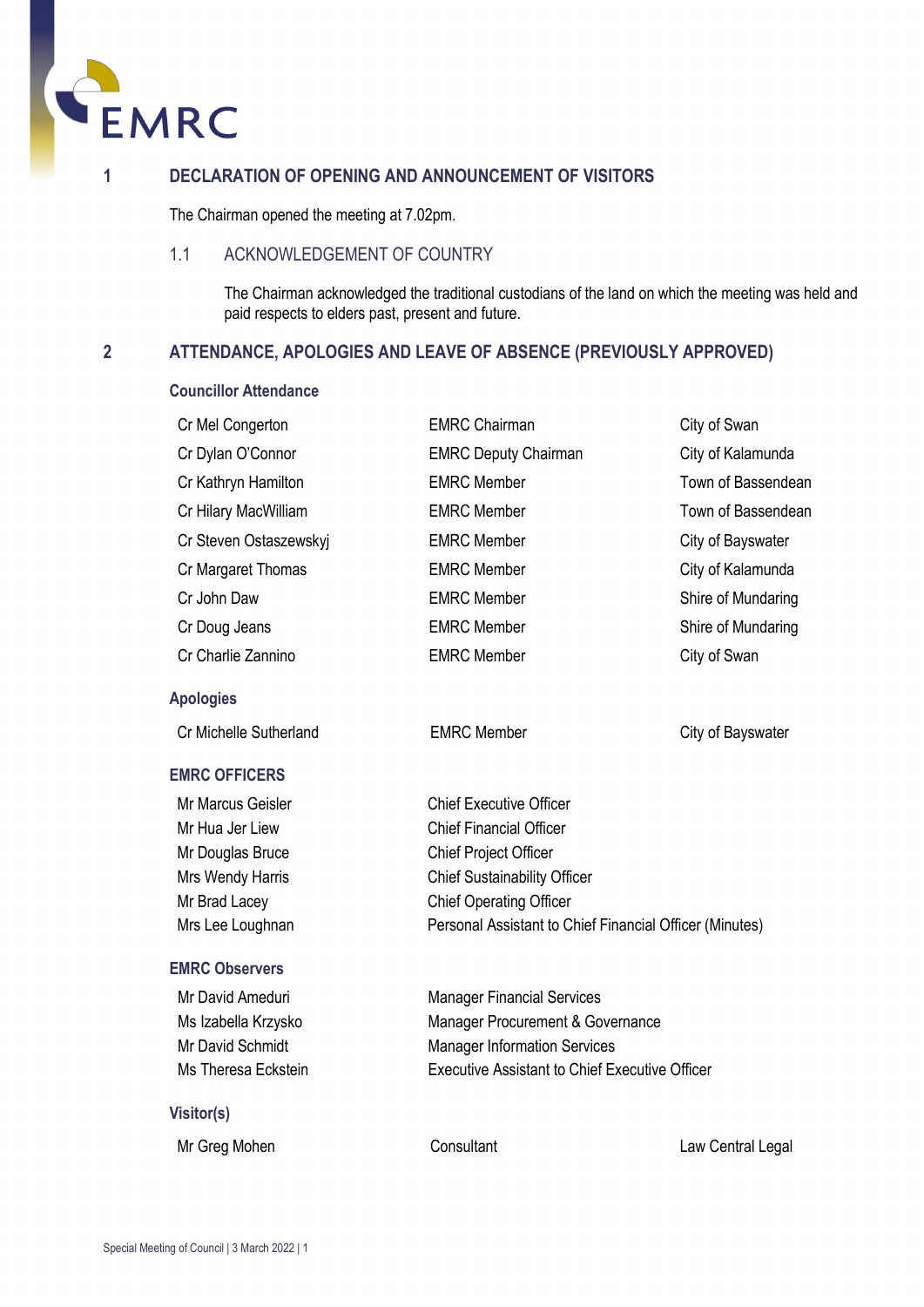## 1 DECLARATION OF OPENING AND ANNOUNCEMENT OF VISITORS

The Chairman opened the meeting at 7.02pm.

### 1.1 ACKNOWLEDGEMENT OF COUNTRY

The Chairman acknowledged the traditional custodians of the land on which the meeting was held and paid respects to elders past, present and future.

## 2 ATTENDANCE, APOLOGIES AND LEAVE OF ABSENCE (PREVIOUSLY APPROVED)

**Councillor Attendance**

| | | |
|---|---|---|
| Cr Mel Congerton | EMRC Chairman | City of Swan |
| Cr Dylan O'Connor | EMRC Deputy Chairman | City of Kalamunda |
| Cr Kathryn Hamilton | EMRC Member | Town of Bassendean |
| Cr Hilary MacWilliam | EMRC Member | Town of Bassendean |
| Cr Steven Ostaszewskyj | EMRC Member | City of Bayswater |
| Cr Margaret Thomas | EMRC Member | City of Kalamunda |
| Cr John Daw | EMRC Member | Shire of Mundaring |
| Cr Doug Jeans | EMRC Member | Shire of Mundaring |
| Cr Charlie Zannino | EMRC Member | City of Swan |

**Apologies**

| | | |
|---|---|---|
| Cr Michelle Sutherland | EMRC Member | City of Bayswater |

**EMRC OFFICERS**

| | |
|---|---|
| Mr Marcus Geisler | Chief Executive Officer |
| Mr Hua Jer Liew | Chief Financial Officer |
| Mr Douglas Bruce | Chief Project Officer |
| Mrs Wendy Harris | Chief Sustainability Officer |
| Mr Brad Lacey | Chief Operating Officer |
| Mrs Lee Loughnan | Personal Assistant to Chief Financial Officer (Minutes) |

**EMRC Observers**

| | |
|---|---|
| Mr David Ameduri | Manager Financial Services |
| Ms Izabella Krzysko | Manager Procurement & Governance |
| Mr David Schmidt | Manager Information Services |
| Ms Theresa Eckstein | Executive Assistant to Chief Executive Officer |

**Visitor(s)**

| | | |
|---|---|---|
| Mr Greg Mohen | Consultant | Law Central Legal |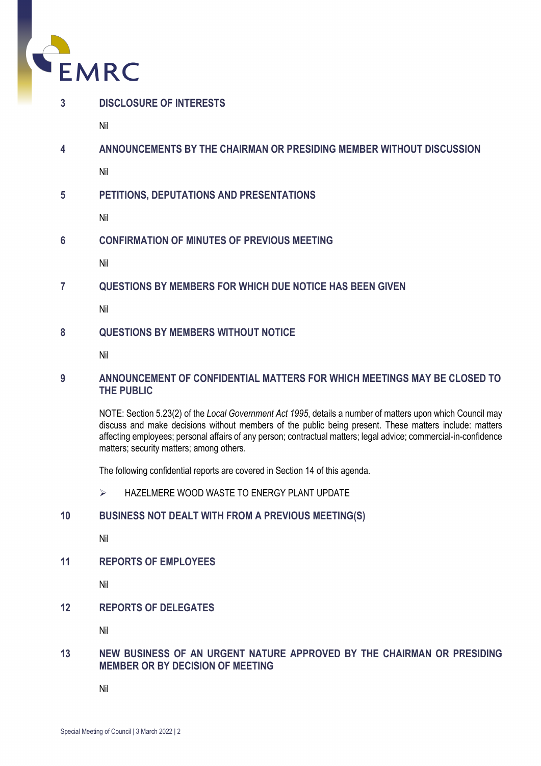## 3 DISCLOSURE OF INTERESTS

Nil

## 4 ANNOUNCEMENTS BY THE CHAIRMAN OR PRESIDING MEMBER WITHOUT DISCUSSION

Nil

## 5 PETITIONS, DEPUTATIONS AND PRESENTATIONS

Nil

## 6 CONFIRMATION OF MINUTES OF PREVIOUS MEETING

Nil

## 7 QUESTIONS BY MEMBERS FOR WHICH DUE NOTICE HAS BEEN GIVEN

Nil

## 8 QUESTIONS BY MEMBERS WITHOUT NOTICE

Nil

## 9 ANNOUNCEMENT OF CONFIDENTIAL MATTERS FOR WHICH MEETINGS MAY BE CLOSED TO THE PUBLIC

NOTE: Section 5.23(2) of the *Local Government Act 1995*, details a number of matters upon which Council may discuss and make decisions without members of the public being present. These matters include: matters affecting employees; personal affairs of any person; contractual matters; legal advice; commercial-in-confidence matters; security matters; among others.

The following confidential reports are covered in Section 14 of this agenda.

- HAZELMERE WOOD WASTE TO ENERGY PLANT UPDATE

## 10 BUSINESS NOT DEALT WITH FROM A PREVIOUS MEETING(S)

Nil

## 11 REPORTS OF EMPLOYEES

Nil

## 12 REPORTS OF DELEGATES

Nil

## 13 NEW BUSINESS OF AN URGENT NATURE APPROVED BY THE CHAIRMAN OR PRESIDING MEMBER OR BY DECISION OF MEETING

Nil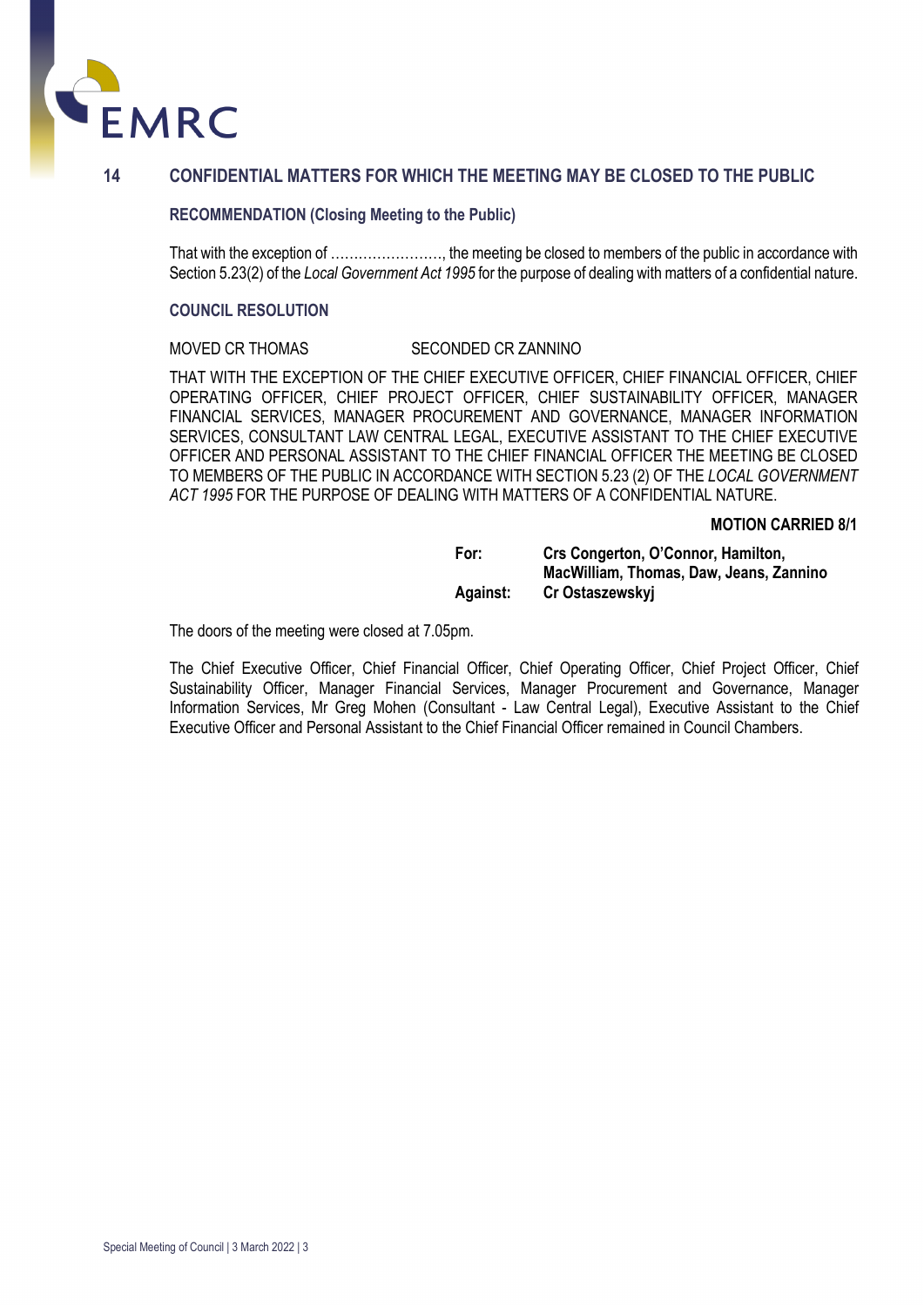## 14 CONFIDENTIAL MATTERS FOR WHICH THE MEETING MAY BE CLOSED TO THE PUBLIC

### RECOMMENDATION (Closing Meeting to the Public)

That with the exception of ……………………, the meeting be closed to members of the public in accordance with Section 5.23(2) of the *Local Government Act 1995* for the purpose of dealing with matters of a confidential nature.

### COUNCIL RESOLUTION

MOVED CR THOMAS SECONDED CR ZANNINO

THAT WITH THE EXCEPTION OF THE CHIEF EXECUTIVE OFFICER, CHIEF FINANCIAL OFFICER, CHIEF OPERATING OFFICER, CHIEF PROJECT OFFICER, CHIEF SUSTAINABILITY OFFICER, MANAGER FINANCIAL SERVICES, MANAGER PROCUREMENT AND GOVERNANCE, MANAGER INFORMATION SERVICES, CONSULTANT LAW CENTRAL LEGAL, EXECUTIVE ASSISTANT TO THE CHIEF EXECUTIVE OFFICER AND PERSONAL ASSISTANT TO THE CHIEF FINANCIAL OFFICER THE MEETING BE CLOSED TO MEMBERS OF THE PUBLIC IN ACCORDANCE WITH SECTION 5.23 (2) OF THE *LOCAL GOVERNMENT ACT 1995* FOR THE PURPOSE OF DEALING WITH MATTERS OF A CONFIDENTIAL NATURE.

**MOTION CARRIED 8/1**

**For:** **Crs Congerton, O'Connor, Hamilton, MacWilliam, Thomas, Daw, Jeans, Zannino**
**Against:** **Cr Ostaszewskyj**

The doors of the meeting were closed at 7.05pm.

The Chief Executive Officer, Chief Financial Officer, Chief Operating Officer, Chief Project Officer, Chief Sustainability Officer, Manager Financial Services, Manager Procurement and Governance, Manager Information Services, Mr Greg Mohen (Consultant - Law Central Legal), Executive Assistant to the Chief Executive Officer and Personal Assistant to the Chief Financial Officer remained in Council Chambers.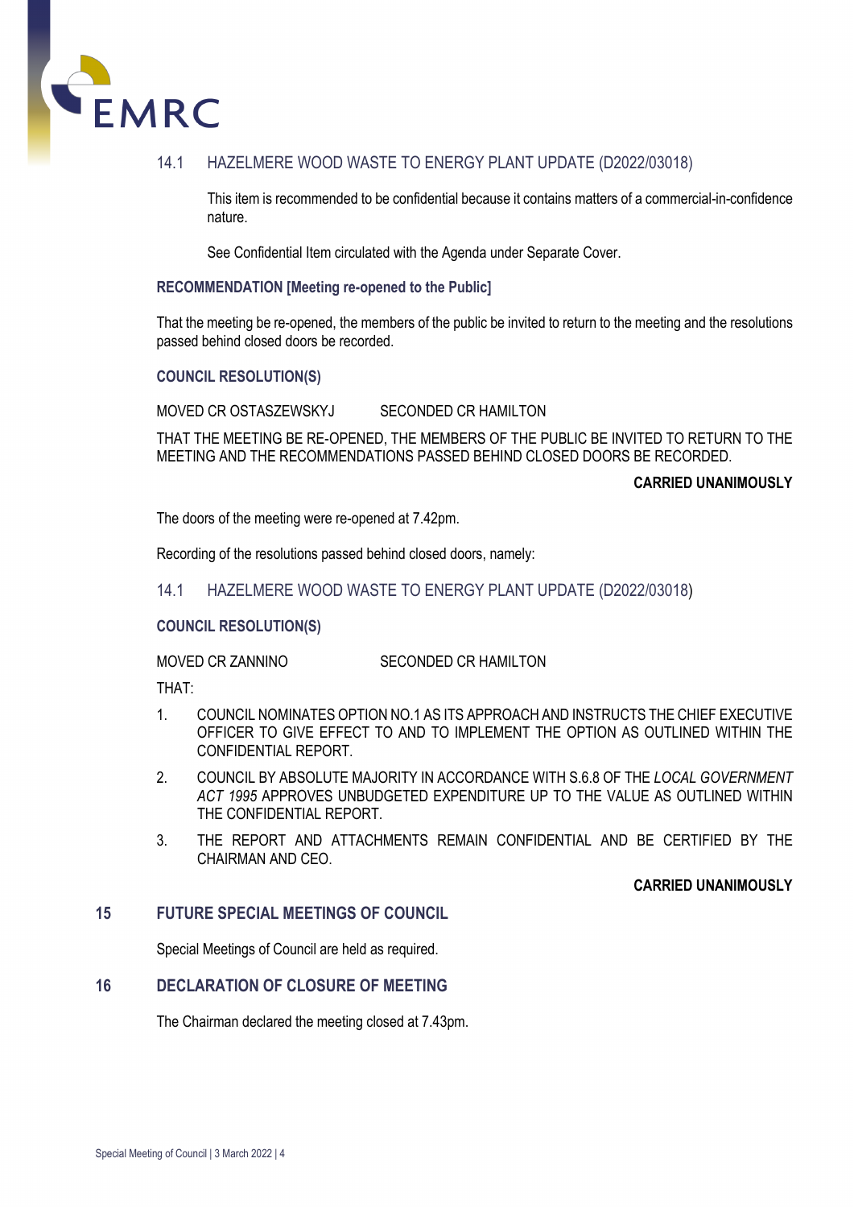## 14.1 HAZELMERE WOOD WASTE TO ENERGY PLANT UPDATE (D2022/03018)

This item is recommended to be confidential because it contains matters of a commercial-in-confidence nature.

See Confidential Item circulated with the Agenda under Separate Cover.

**RECOMMENDATION [Meeting re-opened to the Public]**

That the meeting be re-opened, the members of the public be invited to return to the meeting and the resolutions passed behind closed doors be recorded.

**COUNCIL RESOLUTION(S)**

MOVED CR OSTASZEWSKYJ SECONDED CR HAMILTON

THAT THE MEETING BE RE-OPENED, THE MEMBERS OF THE PUBLIC BE INVITED TO RETURN TO THE MEETING AND THE RECOMMENDATIONS PASSED BEHIND CLOSED DOORS BE RECORDED.

**CARRIED UNANIMOUSLY**

The doors of the meeting were re-opened at 7.42pm.

Recording of the resolutions passed behind closed doors, namely:

## 14.1 HAZELMERE WOOD WASTE TO ENERGY PLANT UPDATE (D2022/03018)

**COUNCIL RESOLUTION(S)**

MOVED CR ZANNINO SECONDED CR HAMILTON

THAT:

1. COUNCIL NOMINATES OPTION NO.1 AS ITS APPROACH AND INSTRUCTS THE CHIEF EXECUTIVE OFFICER TO GIVE EFFECT TO AND TO IMPLEMENT THE OPTION AS OUTLINED WITHIN THE CONFIDENTIAL REPORT.
2. COUNCIL BY ABSOLUTE MAJORITY IN ACCORDANCE WITH S.6.8 OF THE *LOCAL GOVERNMENT ACT 1995* APPROVES UNBUDGETED EXPENDITURE UP TO THE VALUE AS OUTLINED WITHIN THE CONFIDENTIAL REPORT.
3. THE REPORT AND ATTACHMENTS REMAIN CONFIDENTIAL AND BE CERTIFIED BY THE CHAIRMAN AND CEO.

**CARRIED UNANIMOUSLY**

# 15 FUTURE SPECIAL MEETINGS OF COUNCIL

Special Meetings of Council are held as required.

# 16 DECLARATION OF CLOSURE OF MEETING

The Chairman declared the meeting closed at 7.43pm.